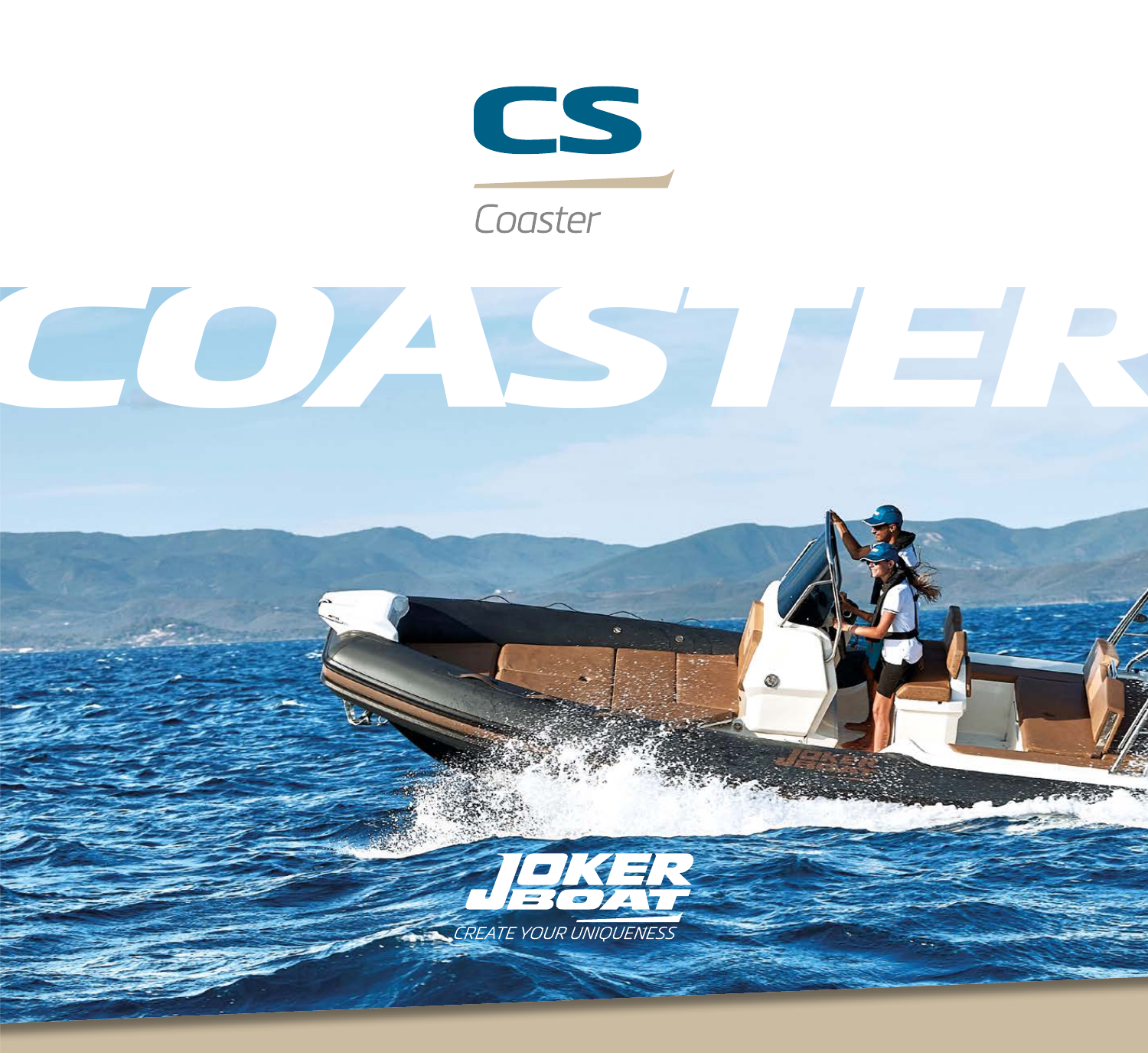# CS

Coaster

# COASTER

JOKER BOAT

CREATE YOUR UNIQUENESS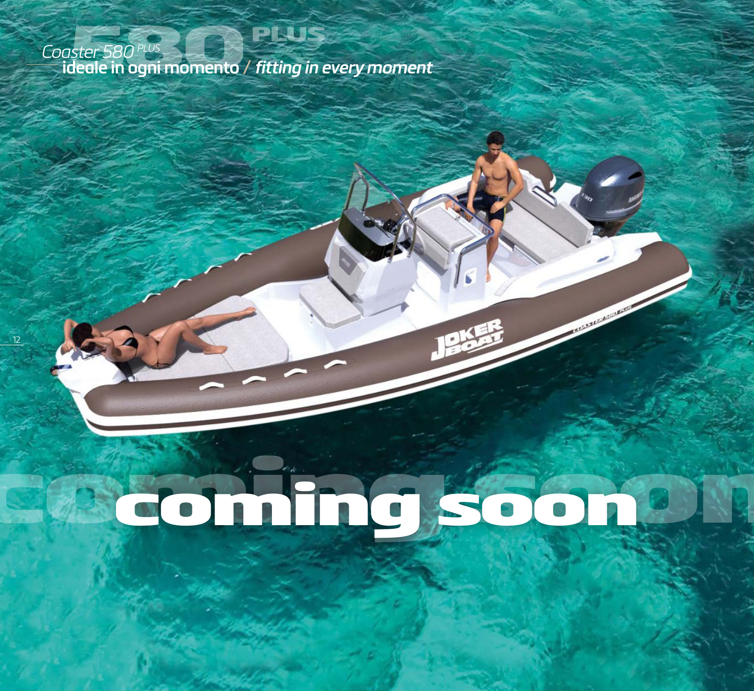# Coaster 580 PLUS

## ideale in ogni momento / *fitting in every moment*

# coming soon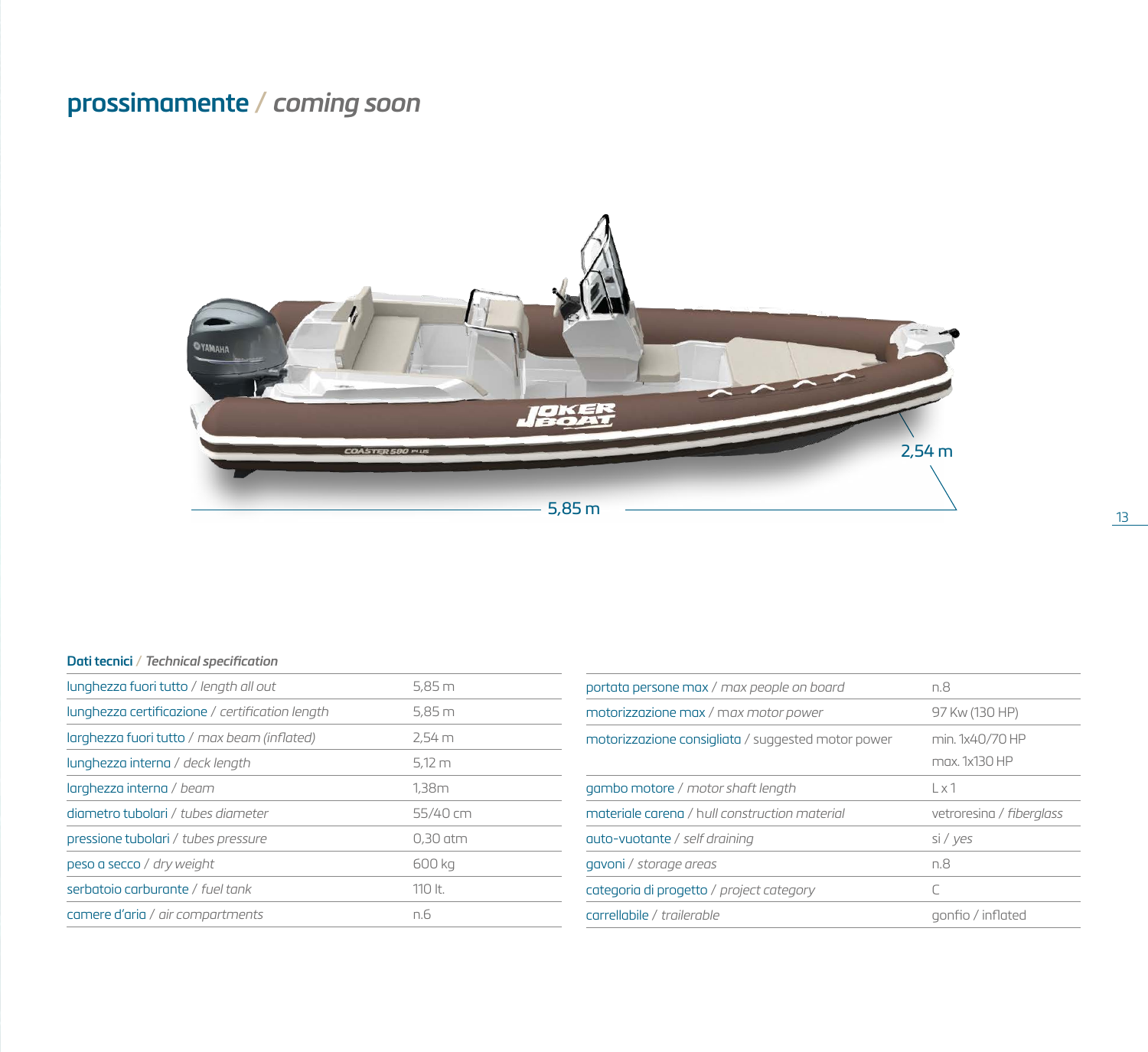## prossimamente / *coming soon*

5,85 m

2,54 m

**Dati tecnici** / *Technical specification*

| | |
|---|---|
| lunghezza fuori tutto / *length all out* | 5,85 m |
| lunghezza certificazione / *certification length* | 5,85 m |
| larghezza fuori tutto / *max beam (inflated)* | 2,54 m |
| lunghezza interna / *deck length* | 5,12 m |
| larghezza interna / *beam* | 1,38m |
| diametro tubolari / *tubes diameter* | 55/40 cm |
| pressione tubolari / *tubes pressure* | 0,30 atm |
| peso a secco / *dry weight* | 600 kg |
| serbatoio carburante / *fuel tank* | 110 lt. |
| camere d'aria / *air compartments* | n.6 |

| | |
|---|---|
| portata persone max / *max people on board* | n.8 |
| motorizzazione max / max motor power | 97 Kw (130 HP) |
| motorizzazione consigliata / suggested motor power | min. 1x40/70 HP<br>max. 1x130 HP |
| gambo motore / *motor shaft length* | L x 1 |
| materiale carena / hull construction material | vetroresina / *fiberglass* |
| auto-vuotante / *self draining* | si / *yes* |
| gavoni / *storage areas* | n.8 |
| categoria di progetto / *project category* | C |
| carrellabile / *trailerable* | gonfio / inflated |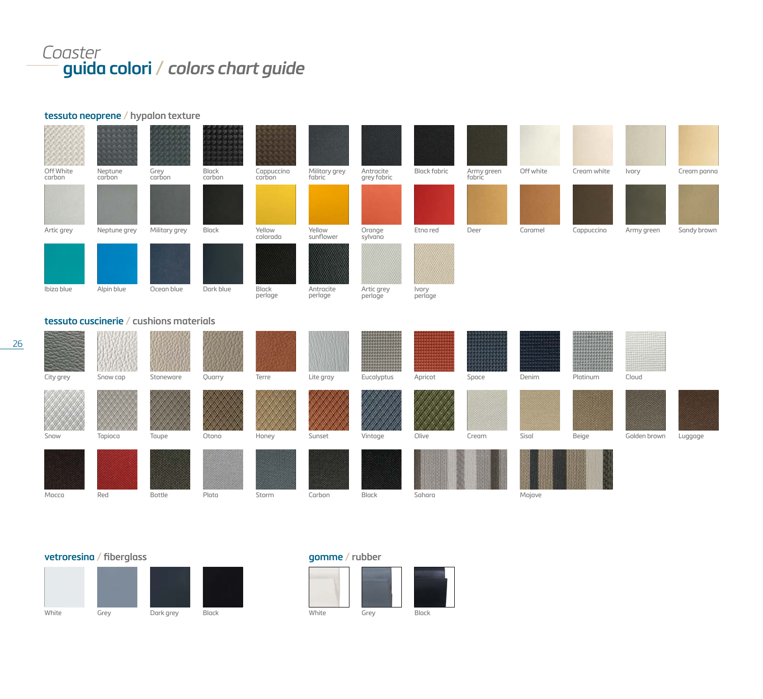Coaster

# guida colori / colors chart guide

## tessuto neoprene / hypalon texture

Off White carbon
Neptune carbon
Grey carbon
Black carbon
Cappuccino carbon
Military grey fabric
Antracite grey fabric
Black fabric
Army green fabric
Off white
Cream white
Ivory
Cream panna

Artic grey
Neptune grey
Military grey
Black
Yellow colorado
Yellow sunflower
Orange sylvano
Etna red
Deer
Caramel
Cappuccino
Army green
Sandy brown

Ibiza blue
Alpin blue
Ocean blue
Dark blue
Black perlage
Antracite perlage
Artic grey perlage
Ivory perlage

## tessuto cuscinerie / cushions materials

City grey
Snow cap
Stoneware
Quarry
Terre
Lite gray
Eucalyptus
Apricot
Space
Denim
Platinum
Cloud

Snow
Tapioca
Taupe
Otono
Honey
Sunset
Vintage
Olive
Cream
Sisal
Beige
Golden brown
Luggage

Mocca
Red
Bottle
Plata
Storm
Carbon
Black
Sahara
Mojave

## vetroresina / fiberglass

White
Grey
Dark grey
Black

## gomme / rubber

White
Grey
Black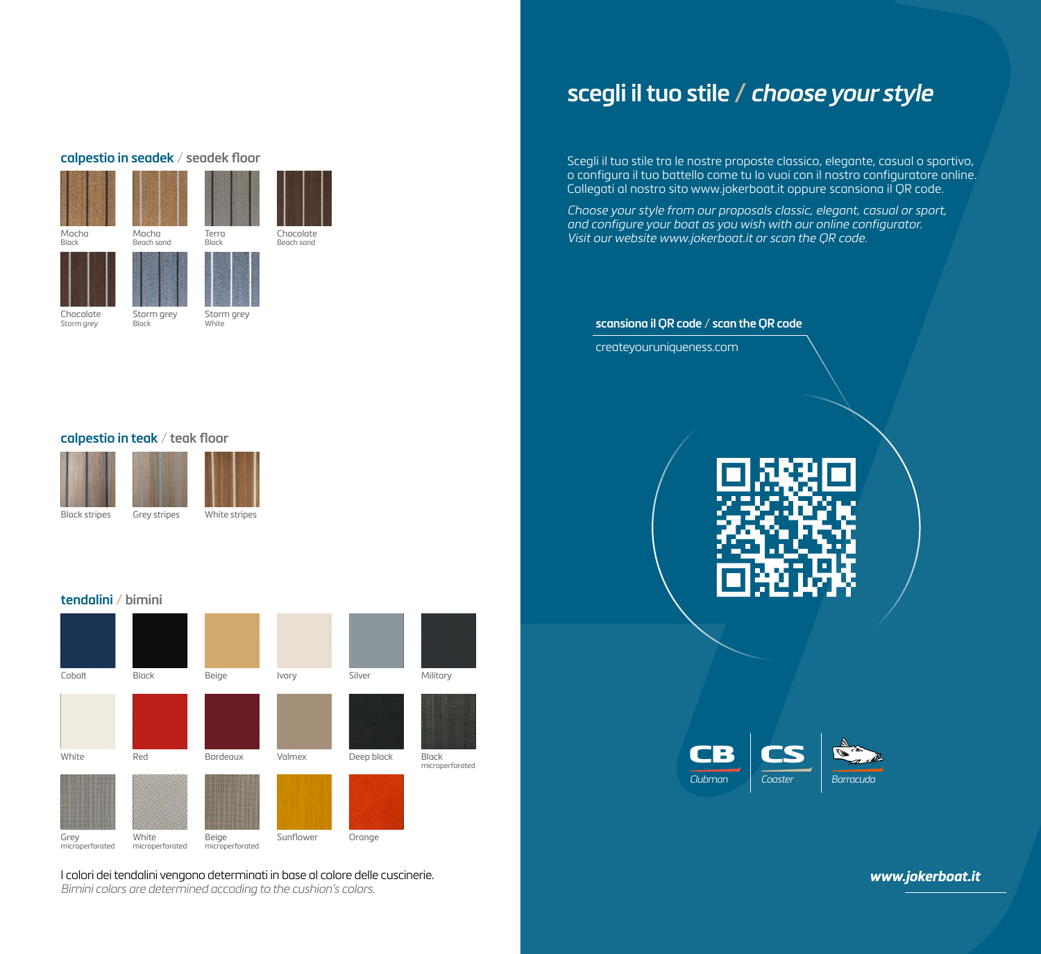## calpestio in seadek / seadek floor

Mocha
Black

Mocha
Beach sand

Terra
Black

Chocolate
Beach sand

Chocolate
Storm grey

Storm grey
Black

Storm grey
White

## calpestio in teak / teak floor

Black stripes

Grey stripes

White stripes

## tendalini / bimini

Cobalt

Black

Beige

Ivory

Silver

Military

White

Red

Bordeaux

Valmex

Deep black

Black
microperforated

Grey
microperforated

White
microperforated

Beige
microperforated

Sunflower

Orange

I colori dei tendalini vengono determinati in base al colore delle cuscinerie.
*Bimini colors are determined accoding to the cushion's colors.*

# scegli il tuo stile / *choose your style*

Scegli il tuo stile tra le nostre proposte classico, elegante, casual o sportivo, o configura il tuo battello come tu lo vuoi con il nostro configuratore online. Collegati al nostro sito www.jokerboat.it oppure scansiona il QR code.

*Choose your style from our proposals classic, elegant, casual or sport, and configure your boat as you wish with our online configurator. Visit our website www.jokerboat.it or scan the QR code.*

**scansiona il QR code / scan the QR code**

createyouruniqueness.com

CB
*Clubman*

CS
*Coaster*

*Barracuda*

***www.jokerboat.it***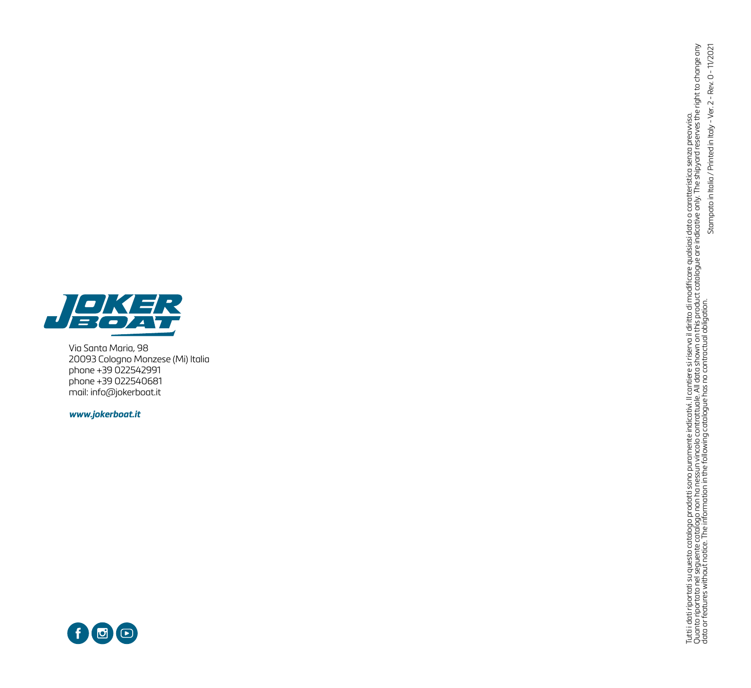JOKER BOAT

Via Santa Maria, 98
20093 Cologno Monzese (Mi) Italia
phone +39 022542991
phone +39 022540681
mail: info@jokerboat.it

***www.jokerboat.it***

Tutti i dati riportati su questo catalogo prodotti sono puramente indicativi. Il cantiere si riserva il diritto di modificare qualsiasi dato o caratteristica senza preavviso.
Quanto riportato nel seguente catalogo non ha nessun vincolo contrattuale. All data shown on this product catalogue are indicative only. The shipyard reserves the right to change any data or features without notice. The information in the following catalogue has no contractual obligation.

Stampato in Italia / Printed in Italy - Ver. 2 - Rev. 0 - 11/2021